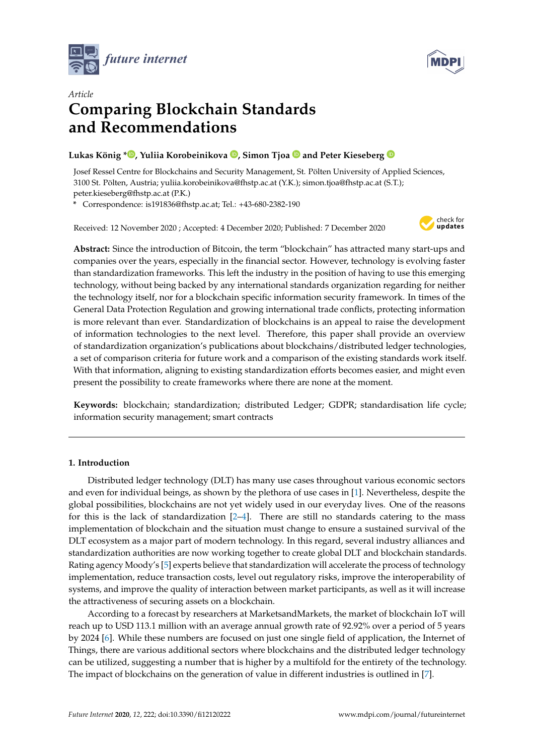*Article*

# Comparing Blockchain Standards and Recommendations

**Lukas König *, Yuliia Korobeinikova, Simon Tjoa and Peter Kieseberg**

Josef Ressel Centre for Blockchains and Security Management, St. Pölten University of Applied Sciences, 3100 St. Pölten, Austria; yuliia.korobeinikova@fhstp.ac.at (Y.K.); simon.tjoa@fhstp.ac.at (S.T.); peter.kieseberg@fhstp.ac.at (P.K.)

\* Correspondence: is191836@fhstp.ac.at; Tel.: +43-680-2382-190

Received: 12 November 2020 ; Accepted: 4 December 2020; Published: 7 December 2020

**Abstract:** Since the introduction of Bitcoin, the term "blockchain" has attracted many start-ups and companies over the years, especially in the financial sector. However, technology is evolving faster than standardization frameworks. This left the industry in the position of having to use this emerging technology, without being backed by any international standards organization regarding for neither the technology itself, nor for a blockchain specific information security framework. In times of the General Data Protection Regulation and growing international trade conflicts, protecting information is more relevant than ever. Standardization of blockchains is an appeal to raise the development of information technologies to the next level. Therefore, this paper shall provide an overview of standardization organization's publications about blockchains/distributed ledger technologies, a set of comparison criteria for future work and a comparison of the existing standards work itself. With that information, aligning to existing standardization efforts becomes easier, and might even present the possibility to create frameworks where there are none at the moment.

**Keywords:** blockchain; standardization; distributed Ledger; GDPR; standardisation life cycle; information security management; smart contracts

## 1. Introduction

Distributed ledger technology (DLT) has many use cases throughout various economic sectors and even for individual beings, as shown by the plethora of use cases in [1]. Nevertheless, despite the global possibilities, blockchains are not yet widely used in our everyday lives. One of the reasons for this is the lack of standardization [2–4]. There are still no standards catering to the mass implementation of blockchain and the situation must change to ensure a sustained survival of the DLT ecosystem as a major part of modern technology. In this regard, several industry alliances and standardization authorities are now working together to create global DLT and blockchain standards. Rating agency Moody's [5] experts believe that standardization will accelerate the process of technology implementation, reduce transaction costs, level out regulatory risks, improve the interoperability of systems, and improve the quality of interaction between market participants, as well as it will increase the attractiveness of securing assets on a blockchain.

According to a forecast by researchers at MarketsandMarkets, the market of blockchain IoT will reach up to USD 113.1 million with an average annual growth rate of 92.92% over a period of 5 years by 2024 [6]. While these numbers are focused on just one single field of application, the Internet of Things, there are various additional sectors where blockchains and the distributed ledger technology can be utilized, suggesting a number that is higher by a multifold for the entirety of the technology. The impact of blockchains on the generation of value in different industries is outlined in [7].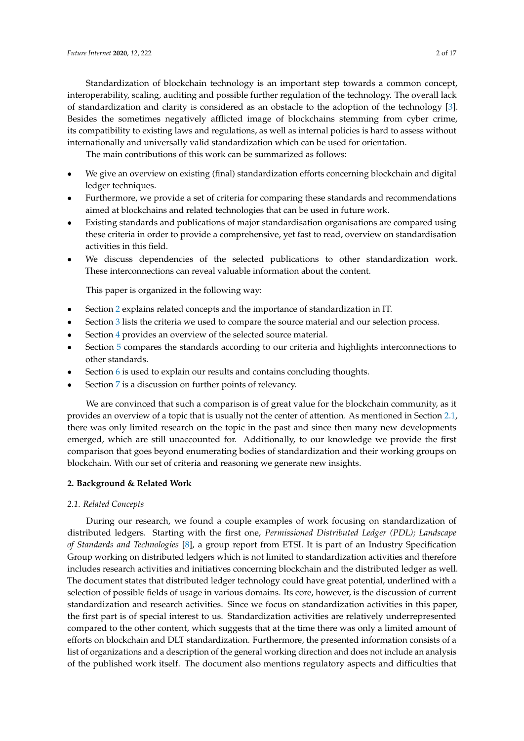Standardization of blockchain technology is an important step towards a common concept, interoperability, scaling, auditing and possible further regulation of the technology. The overall lack of standardization and clarity is considered as an obstacle to the adoption of the technology [3]. Besides the sometimes negatively afflicted image of blockchains stemming from cyber crime, its compatibility to existing laws and regulations, as well as internal policies is hard to assess without internationally and universally valid standardization which can be used for orientation.

The main contributions of this work can be summarized as follows:

- We give an overview on existing (final) standardization efforts concerning blockchain and digital ledger techniques.
- Furthermore, we provide a set of criteria for comparing these standards and recommendations aimed at blockchains and related technologies that can be used in future work.
- Existing standards and publications of major standardisation organisations are compared using these criteria in order to provide a comprehensive, yet fast to read, overview on standardisation activities in this field.
- We discuss dependencies of the selected publications to other standardization work. These interconnections can reveal valuable information about the content.

This paper is organized in the following way:

- Section 2 explains related concepts and the importance of standardization in IT.
- Section 3 lists the criteria we used to compare the source material and our selection process.
- Section 4 provides an overview of the selected source material.
- Section 5 compares the standards according to our criteria and highlights interconnections to other standards.
- Section 6 is used to explain our results and contains concluding thoughts.
- Section 7 is a discussion on further points of relevancy.

We are convinced that such a comparison is of great value for the blockchain community, as it provides an overview of a topic that is usually not the center of attention. As mentioned in Section 2.1, there was only limited research on the topic in the past and since then many new developments emerged, which are still unaccounted for. Additionally, to our knowledge we provide the first comparison that goes beyond enumerating bodies of standardization and their working groups on blockchain. With our set of criteria and reasoning we generate new insights.

## 2. Background & Related Work

### 2.1. Related Concepts

During our research, we found a couple examples of work focusing on standardization of distributed ledgers. Starting with the first one, *Permissioned Distributed Ledger (PDL); Landscape of Standards and Technologies* [8], a group report from ETSI. It is part of an Industry Specification Group working on distributed ledgers which is not limited to standardization activities and therefore includes research activities and initiatives concerning blockchain and the distributed ledger as well. The document states that distributed ledger technology could have great potential, underlined with a selection of possible fields of usage in various domains. Its core, however, is the discussion of current standardization and research activities. Since we focus on standardization activities in this paper, the first part is of special interest to us. Standardization activities are relatively underrepresented compared to the other content, which suggests that at the time there was only a limited amount of efforts on blockchain and DLT standardization. Furthermore, the presented information consists of a list of organizations and a description of the general working direction and does not include an analysis of the published work itself. The document also mentions regulatory aspects and difficulties that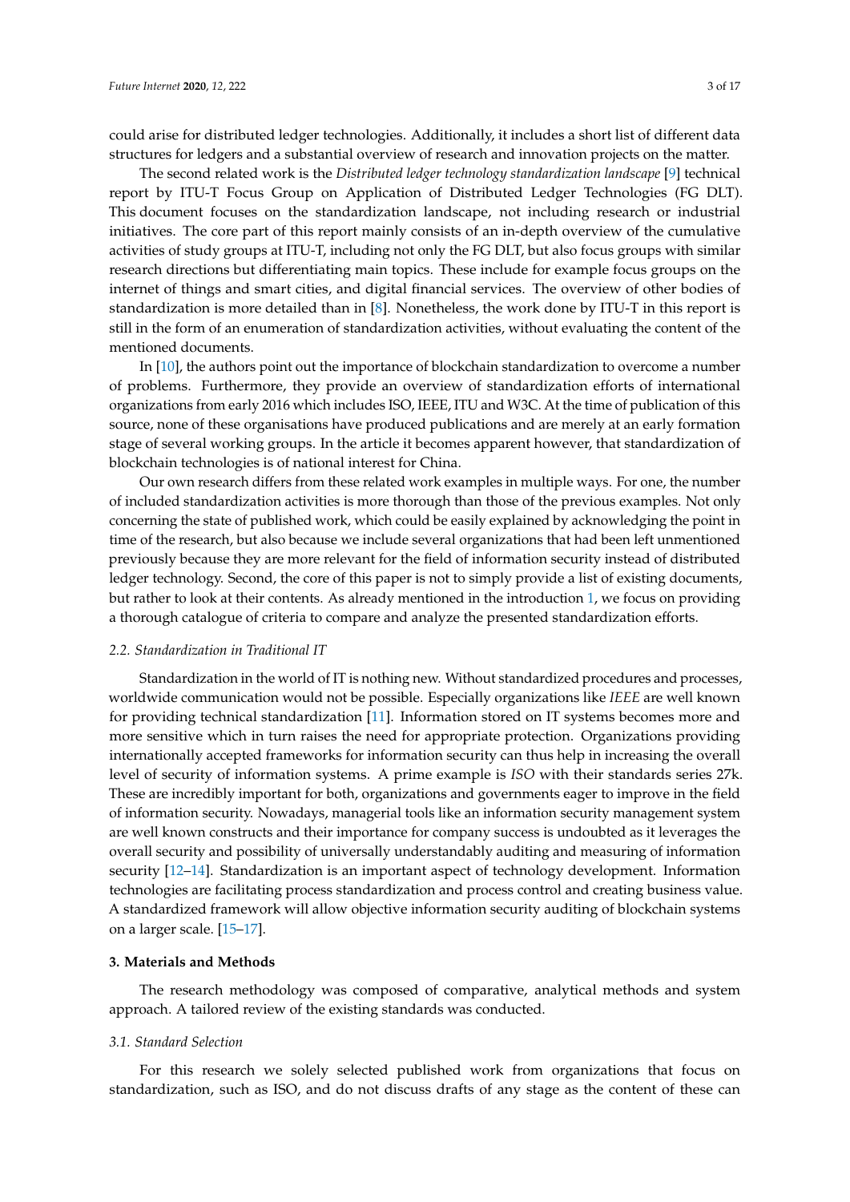could arise for distributed ledger technologies. Additionally, it includes a short list of different data structures for ledgers and a substantial overview of research and innovation projects on the matter.

The second related work is the *Distributed ledger technology standardization landscape* [9] technical report by ITU-T Focus Group on Application of Distributed Ledger Technologies (FG DLT). This document focuses on the standardization landscape, not including research or industrial initiatives. The core part of this report mainly consists of an in-depth overview of the cumulative activities of study groups at ITU-T, including not only the FG DLT, but also focus groups with similar research directions but differentiating main topics. These include for example focus groups on the internet of things and smart cities, and digital financial services. The overview of other bodies of standardization is more detailed than in [8]. Nonetheless, the work done by ITU-T in this report is still in the form of an enumeration of standardization activities, without evaluating the content of the mentioned documents.

In [10], the authors point out the importance of blockchain standardization to overcome a number of problems. Furthermore, they provide an overview of standardization efforts of international organizations from early 2016 which includes ISO, IEEE, ITU and W3C. At the time of publication of this source, none of these organisations have produced publications and are merely at an early formation stage of several working groups. In the article it becomes apparent however, that standardization of blockchain technologies is of national interest for China.

Our own research differs from these related work examples in multiple ways. For one, the number of included standardization activities is more thorough than those of the previous examples. Not only concerning the state of published work, which could be easily explained by acknowledging the point in time of the research, but also because we include several organizations that had been left unmentioned previously because they are more relevant for the field of information security instead of distributed ledger technology. Second, the core of this paper is not to simply provide a list of existing documents, but rather to look at their contents. As already mentioned in the introduction 1, we focus on providing a thorough catalogue of criteria to compare and analyze the presented standardization efforts.

### 2.2. Standardization in Traditional IT

Standardization in the world of IT is nothing new. Without standardized procedures and processes, worldwide communication would not be possible. Especially organizations like *IEEE* are well known for providing technical standardization [11]. Information stored on IT systems becomes more and more sensitive which in turn raises the need for appropriate protection. Organizations providing internationally accepted frameworks for information security can thus help in increasing the overall level of security of information systems. A prime example is *ISO* with their standards series 27k. These are incredibly important for both, organizations and governments eager to improve in the field of information security. Nowadays, managerial tools like an information security management system are well known constructs and their importance for company success is undoubted as it leverages the overall security and possibility of universally understandably auditing and measuring of information security [12–14]. Standardization is an important aspect of technology development. Information technologies are facilitating process standardization and process control and creating business value. A standardized framework will allow objective information security auditing of blockchain systems on a larger scale. [15–17].

## 3. Materials and Methods

The research methodology was composed of comparative, analytical methods and system approach. A tailored review of the existing standards was conducted.

### 3.1. Standard Selection

For this research we solely selected published work from organizations that focus on standardization, such as ISO, and do not discuss drafts of any stage as the content of these can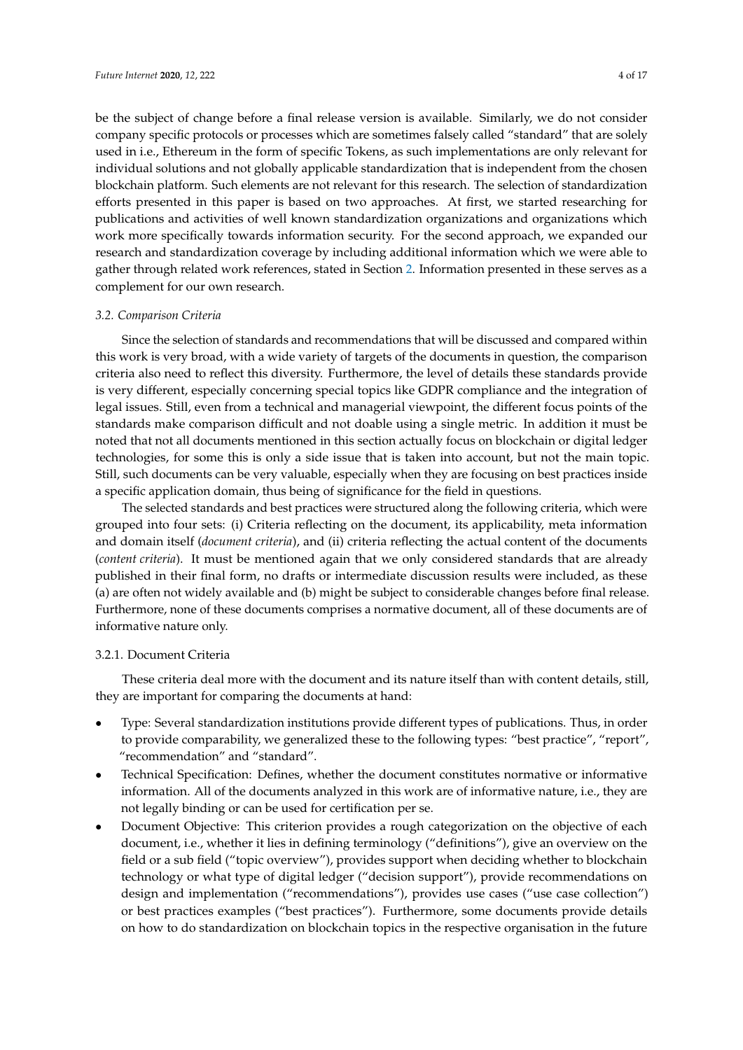be the subject of change before a final release version is available. Similarly, we do not consider company specific protocols or processes which are sometimes falsely called "standard" that are solely used in i.e., Ethereum in the form of specific Tokens, as such implementations are only relevant for individual solutions and not globally applicable standardization that is independent from the chosen blockchain platform. Such elements are not relevant for this research. The selection of standardization efforts presented in this paper is based on two approaches. At first, we started researching for publications and activities of well known standardization organizations and organizations which work more specifically towards information security. For the second approach, we expanded our research and standardization coverage by including additional information which we were able to gather through related work references, stated in Section 2. Information presented in these serves as a complement for our own research.

### *3.2. Comparison Criteria*

Since the selection of standards and recommendations that will be discussed and compared within this work is very broad, with a wide variety of targets of the documents in question, the comparison criteria also need to reflect this diversity. Furthermore, the level of details these standards provide is very different, especially concerning special topics like GDPR compliance and the integration of legal issues. Still, even from a technical and managerial viewpoint, the different focus points of the standards make comparison difficult and not doable using a single metric. In addition it must be noted that not all documents mentioned in this section actually focus on blockchain or digital ledger technologies, for some this is only a side issue that is taken into account, but not the main topic. Still, such documents can be very valuable, especially when they are focusing on best practices inside a specific application domain, thus being of significance for the field in questions.

The selected standards and best practices were structured along the following criteria, which were grouped into four sets: (i) Criteria reflecting on the document, its applicability, meta information and domain itself (*document criteria*), and (ii) criteria reflecting the actual content of the documents (*content criteria*). It must be mentioned again that we only considered standards that are already published in their final form, no drafts or intermediate discussion results were included, as these (a) are often not widely available and (b) might be subject to considerable changes before final release. Furthermore, none of these documents comprises a normative document, all of these documents are of informative nature only.

#### 3.2.1. Document Criteria

These criteria deal more with the document and its nature itself than with content details, still, they are important for comparing the documents at hand:

- Type: Several standardization institutions provide different types of publications. Thus, in order to provide comparability, we generalized these to the following types: "best practice", "report", "recommendation" and "standard".
- Technical Specification: Defines, whether the document constitutes normative or informative information. All of the documents analyzed in this work are of informative nature, i.e., they are not legally binding or can be used for certification per se.
- Document Objective: This criterion provides a rough categorization on the objective of each document, i.e., whether it lies in defining terminology ("definitions"), give an overview on the field or a sub field ("topic overview"), provides support when deciding whether to blockchain technology or what type of digital ledger ("decision support"), provide recommendations on design and implementation ("recommendations"), provides use cases ("use case collection") or best practices examples ("best practices"). Furthermore, some documents provide details on how to do standardization on blockchain topics in the respective organisation in the future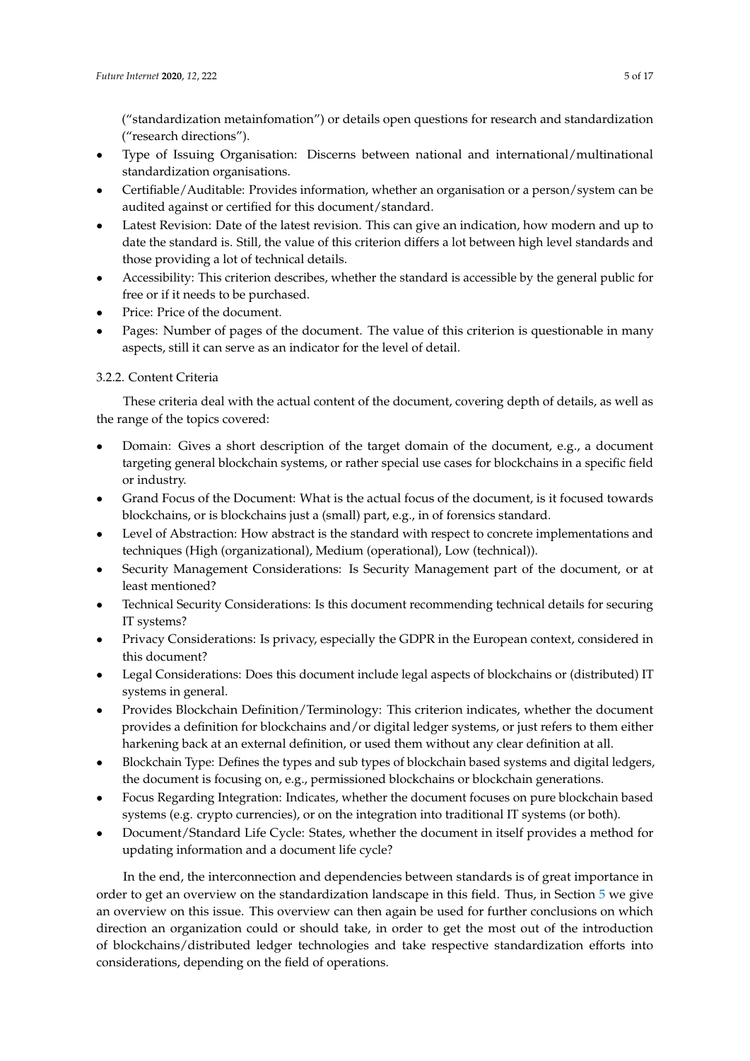("standardization metainfomation") or details open questions for research and standardization ("research directions").

- Type of Issuing Organisation: Discerns between national and international/multinational standardization organisations.
- Certifiable/Auditable: Provides information, whether an organisation or a person/system can be audited against or certified for this document/standard.
- Latest Revision: Date of the latest revision. This can give an indication, how modern and up to date the standard is. Still, the value of this criterion differs a lot between high level standards and those providing a lot of technical details.
- Accessibility: This criterion describes, whether the standard is accessible by the general public for free or if it needs to be purchased.
- Price: Price of the document.
- Pages: Number of pages of the document. The value of this criterion is questionable in many aspects, still it can serve as an indicator for the level of detail.

#### 3.2.2. Content Criteria

These criteria deal with the actual content of the document, covering depth of details, as well as the range of the topics covered:

- Domain: Gives a short description of the target domain of the document, e.g., a document targeting general blockchain systems, or rather special use cases for blockchains in a specific field or industry.
- Grand Focus of the Document: What is the actual focus of the document, is it focused towards blockchains, or is blockchains just a (small) part, e.g., in of forensics standard.
- Level of Abstraction: How abstract is the standard with respect to concrete implementations and techniques (High (organizational), Medium (operational), Low (technical)).
- Security Management Considerations: Is Security Management part of the document, or at least mentioned?
- Technical Security Considerations: Is this document recommending technical details for securing IT systems?
- Privacy Considerations: Is privacy, especially the GDPR in the European context, considered in this document?
- Legal Considerations: Does this document include legal aspects of blockchains or (distributed) IT systems in general.
- Provides Blockchain Definition/Terminology: This criterion indicates, whether the document provides a definition for blockchains and/or digital ledger systems, or just refers to them either harkening back at an external definition, or used them without any clear definition at all.
- Blockchain Type: Defines the types and sub types of blockchain based systems and digital ledgers, the document is focusing on, e.g., permissioned blockchains or blockchain generations.
- Focus Regarding Integration: Indicates, whether the document focuses on pure blockchain based systems (e.g. crypto currencies), or on the integration into traditional IT systems (or both).
- Document/Standard Life Cycle: States, whether the document in itself provides a method for updating information and a document life cycle?

In the end, the interconnection and dependencies between standards is of great importance in order to get an overview on the standardization landscape in this field. Thus, in Section 5 we give an overview on this issue. This overview can then again be used for further conclusions on which direction an organization could or should take, in order to get the most out of the introduction of blockchains/distributed ledger technologies and take respective standardization efforts into considerations, depending on the field of operations.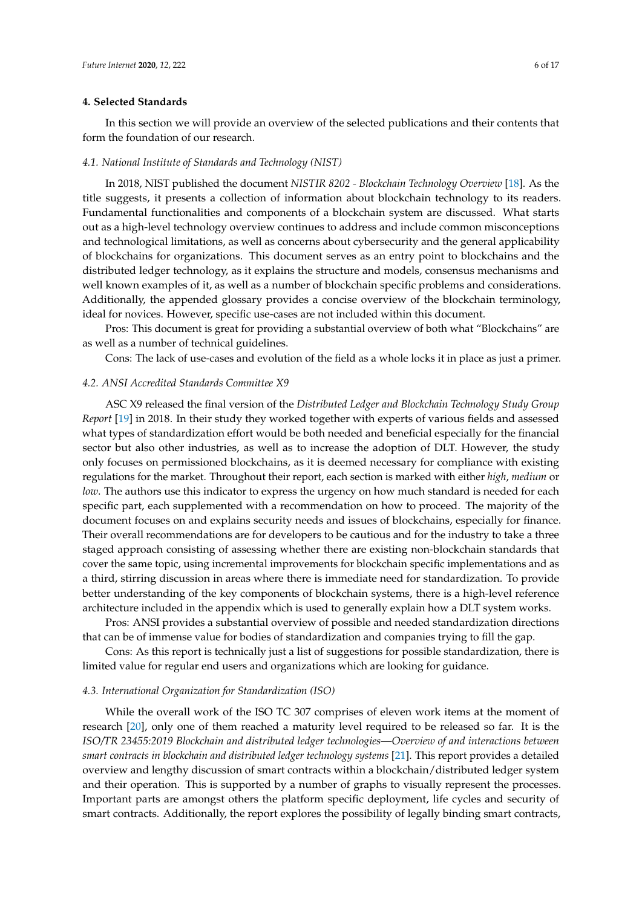## 4. Selected Standards

In this section we will provide an overview of the selected publications and their contents that form the foundation of our research.

### 4.1. National Institute of Standards and Technology (NIST)

In 2018, NIST published the document *NISTIR 8202 - Blockchain Technology Overview* [18]. As the title suggests, it presents a collection of information about blockchain technology to its readers. Fundamental functionalities and components of a blockchain system are discussed. What starts out as a high-level technology overview continues to address and include common misconceptions and technological limitations, as well as concerns about cybersecurity and the general applicability of blockchains for organizations. This document serves as an entry point to blockchains and the distributed ledger technology, as it explains the structure and models, consensus mechanisms and well known examples of it, as well as a number of blockchain specific problems and considerations. Additionally, the appended glossary provides a concise overview of the blockchain terminology, ideal for novices. However, specific use-cases are not included within this document.

Pros: This document is great for providing a substantial overview of both what "Blockchains" are as well as a number of technical guidelines.

Cons: The lack of use-cases and evolution of the field as a whole locks it in place as just a primer.

### 4.2. ANSI Accredited Standards Committee X9

ASC X9 released the final version of the *Distributed Ledger and Blockchain Technology Study Group Report* [19] in 2018. In their study they worked together with experts of various fields and assessed what types of standardization effort would be both needed and beneficial especially for the financial sector but also other industries, as well as to increase the adoption of DLT. However, the study only focuses on permissioned blockchains, as it is deemed necessary for compliance with existing regulations for the market. Throughout their report, each section is marked with either *high*, *medium* or *low*. The authors use this indicator to express the urgency on how much standard is needed for each specific part, each supplemented with a recommendation on how to proceed. The majority of the document focuses on and explains security needs and issues of blockchains, especially for finance. Their overall recommendations are for developers to be cautious and for the industry to take a three staged approach consisting of assessing whether there are existing non-blockchain standards that cover the same topic, using incremental improvements for blockchain specific implementations and as a third, stirring discussion in areas where there is immediate need for standardization. To provide better understanding of the key components of blockchain systems, there is a high-level reference architecture included in the appendix which is used to generally explain how a DLT system works.

Pros: ANSI provides a substantial overview of possible and needed standardization directions that can be of immense value for bodies of standardization and companies trying to fill the gap.

Cons: As this report is technically just a list of suggestions for possible standardization, there is limited value for regular end users and organizations which are looking for guidance.

### 4.3. International Organization for Standardization (ISO)

While the overall work of the ISO TC 307 comprises of eleven work items at the moment of research [20], only one of them reached a maturity level required to be released so far. It is the *ISO/TR 23455:2019 Blockchain and distributed ledger technologies—Overview of and interactions between smart contracts in blockchain and distributed ledger technology systems* [21]. This report provides a detailed overview and lengthy discussion of smart contracts within a blockchain/distributed ledger system and their operation. This is supported by a number of graphs to visually represent the processes. Important parts are amongst others the platform specific deployment, life cycles and security of smart contracts. Additionally, the report explores the possibility of legally binding smart contracts,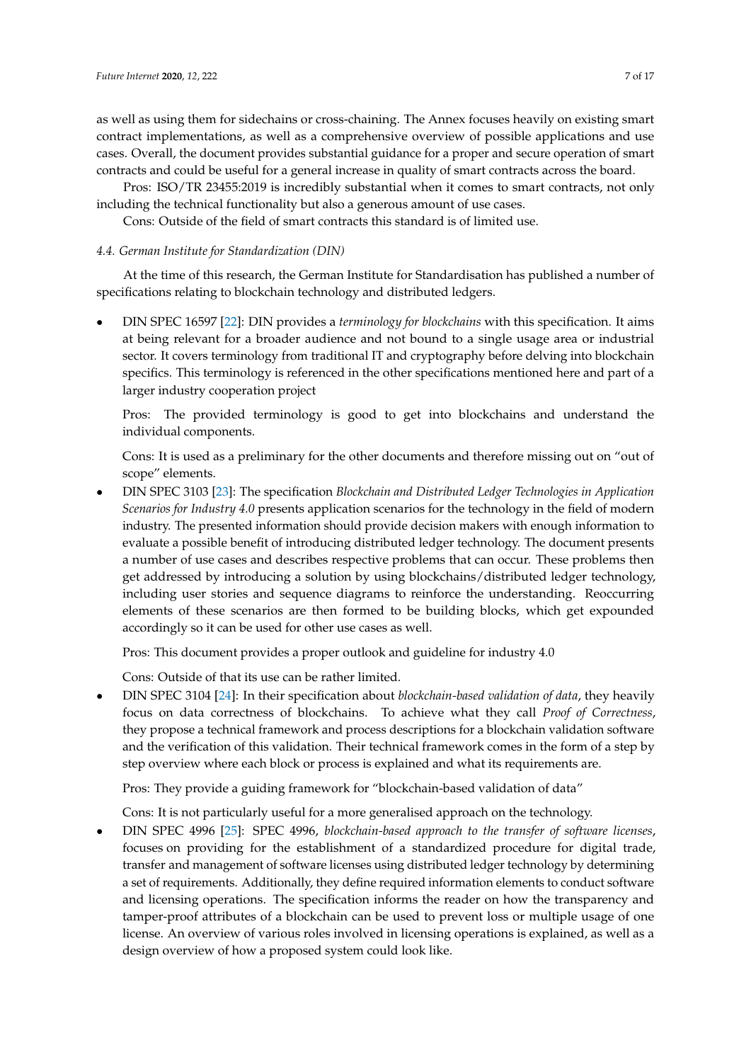as well as using them for sidechains or cross-chaining. The Annex focuses heavily on existing smart contract implementations, as well as a comprehensive overview of possible applications and use cases. Overall, the document provides substantial guidance for a proper and secure operation of smart contracts and could be useful for a general increase in quality of smart contracts across the board.

Pros: ISO/TR 23455:2019 is incredibly substantial when it comes to smart contracts, not only including the technical functionality but also a generous amount of use cases.

Cons: Outside of the field of smart contracts this standard is of limited use.

### *4.4. German Institute for Standardization (DIN)*

At the time of this research, the German Institute for Standardisation has published a number of specifications relating to blockchain technology and distributed ledgers.

- DIN SPEC 16597 [22]: DIN provides a *terminology for blockchains* with this specification. It aims at being relevant for a broader audience and not bound to a single usage area or industrial sector. It covers terminology from traditional IT and cryptography before delving into blockchain specifics. This terminology is referenced in the other specifications mentioned here and part of a larger industry cooperation project

  Pros: The provided terminology is good to get into blockchains and understand the individual components.

  Cons: It is used as a preliminary for the other documents and therefore missing out on "out of scope" elements.

- DIN SPEC 3103 [23]: The specification *Blockchain and Distributed Ledger Technologies in Application Scenarios for Industry 4.0* presents application scenarios for the technology in the field of modern industry. The presented information should provide decision makers with enough information to evaluate a possible benefit of introducing distributed ledger technology. The document presents a number of use cases and describes respective problems that can occur. These problems then get addressed by introducing a solution by using blockchains/distributed ledger technology, including user stories and sequence diagrams to reinforce the understanding. Reoccurring elements of these scenarios are then formed to be building blocks, which get expounded accordingly so it can be used for other use cases as well.

  Pros: This document provides a proper outlook and guideline for industry 4.0

  Cons: Outside of that its use can be rather limited.

- DIN SPEC 3104 [24]: In their specification about *blockchain-based validation of data*, they heavily focus on data correctness of blockchains. To achieve what they call *Proof of Correctness*, they propose a technical framework and process descriptions for a blockchain validation software and the verification of this validation. Their technical framework comes in the form of a step by step overview where each block or process is explained and what its requirements are.

  Pros: They provide a guiding framework for "blockchain-based validation of data"

  Cons: It is not particularly useful for a more generalised approach on the technology.

- DIN SPEC 4996 [25]: SPEC 4996, *blockchain-based approach to the transfer of software licenses*, focuses on providing for the establishment of a standardized procedure for digital trade, transfer and management of software licenses using distributed ledger technology by determining a set of requirements. Additionally, they define required information elements to conduct software and licensing operations. The specification informs the reader on how the transparency and tamper-proof attributes of a blockchain can be used to prevent loss or multiple usage of one license. An overview of various roles involved in licensing operations is explained, as well as a design overview of how a proposed system could look like.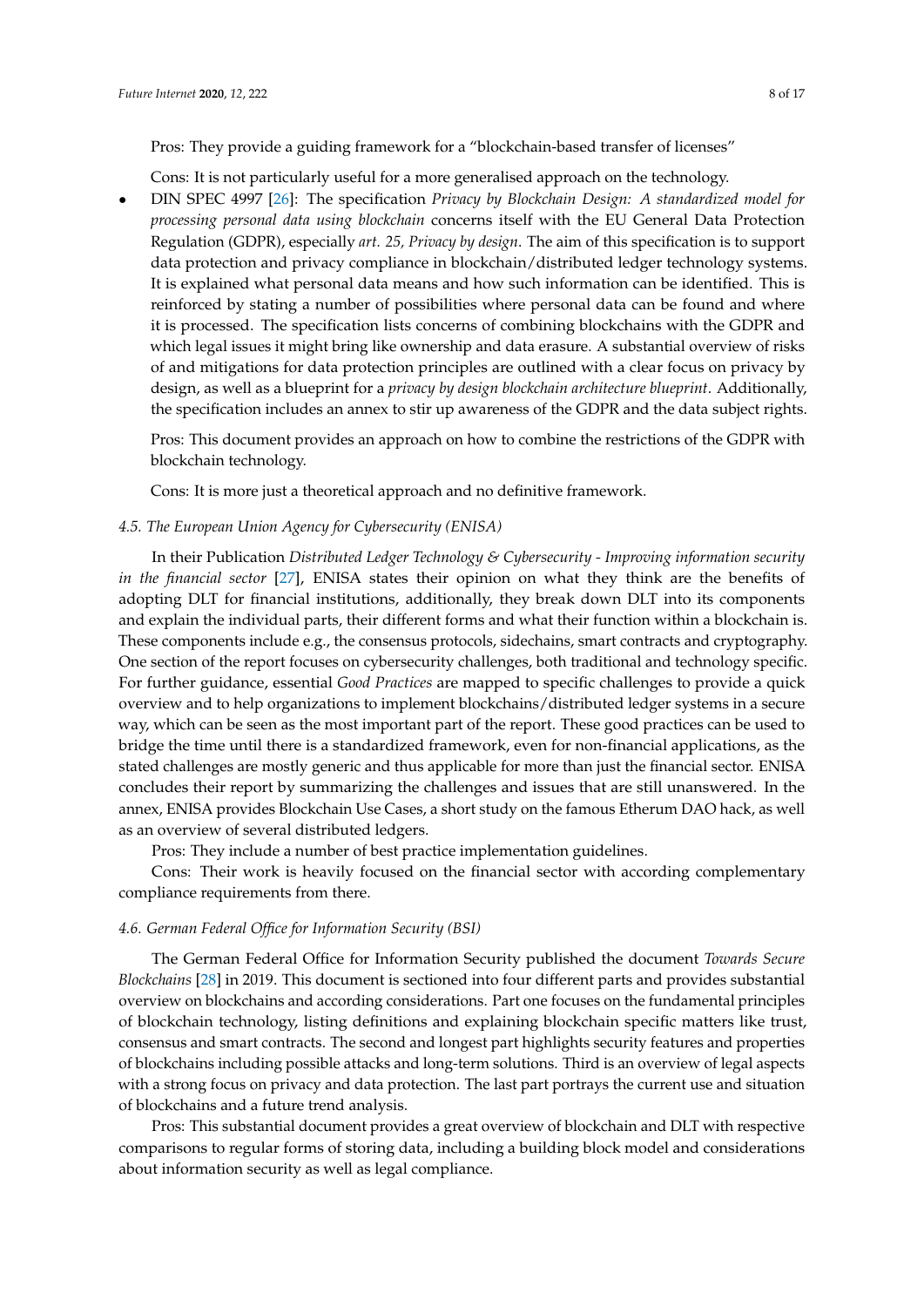Pros: They provide a guiding framework for a "blockchain-based transfer of licenses"

Cons: It is not particularly useful for a more generalised approach on the technology.

- DIN SPEC 4997 [26]: The specification *Privacy by Blockchain Design: A standardized model for processing personal data using blockchain* concerns itself with the EU General Data Protection Regulation (GDPR), especially *art. 25, Privacy by design*. The aim of this specification is to support data protection and privacy compliance in blockchain/distributed ledger technology systems. It is explained what personal data means and how such information can be identified. This is reinforced by stating a number of possibilities where personal data can be found and where it is processed. The specification lists concerns of combining blockchains with the GDPR and which legal issues it might bring like ownership and data erasure. A substantial overview of risks of and mitigations for data protection principles are outlined with a clear focus on privacy by design, as well as a blueprint for a *privacy by design blockchain architecture blueprint*. Additionally, the specification includes an annex to stir up awareness of the GDPR and the data subject rights.

  Pros: This document provides an approach on how to combine the restrictions of the GDPR with blockchain technology.

  Cons: It is more just a theoretical approach and no definitive framework.

### 4.5. The European Union Agency for Cybersecurity (ENISA)

In their Publication *Distributed Ledger Technology & Cybersecurity - Improving information security in the financial sector* [27], ENISA states their opinion on what they think are the benefits of adopting DLT for financial institutions, additionally, they break down DLT into its components and explain the individual parts, their different forms and what their function within a blockchain is. These components include e.g., the consensus protocols, sidechains, smart contracts and cryptography. One section of the report focuses on cybersecurity challenges, both traditional and technology specific. For further guidance, essential *Good Practices* are mapped to specific challenges to provide a quick overview and to help organizations to implement blockchains/distributed ledger systems in a secure way, which can be seen as the most important part of the report. These good practices can be used to bridge the time until there is a standardized framework, even for non-financial applications, as the stated challenges are mostly generic and thus applicable for more than just the financial sector. ENISA concludes their report by summarizing the challenges and issues that are still unanswered. In the annex, ENISA provides Blockchain Use Cases, a short study on the famous Etherum DAO hack, as well as an overview of several distributed ledgers.

Pros: They include a number of best practice implementation guidelines.

Cons: Their work is heavily focused on the financial sector with according complementary compliance requirements from there.

### 4.6. German Federal Office for Information Security (BSI)

The German Federal Office for Information Security published the document *Towards Secure Blockchains* [28] in 2019. This document is sectioned into four different parts and provides substantial overview on blockchains and according considerations. Part one focuses on the fundamental principles of blockchain technology, listing definitions and explaining blockchain specific matters like trust, consensus and smart contracts. The second and longest part highlights security features and properties of blockchains including possible attacks and long-term solutions. Third is an overview of legal aspects with a strong focus on privacy and data protection. The last part portrays the current use and situation of blockchains and a future trend analysis.

Pros: This substantial document provides a great overview of blockchain and DLT with respective comparisons to regular forms of storing data, including a building block model and considerations about information security as well as legal compliance.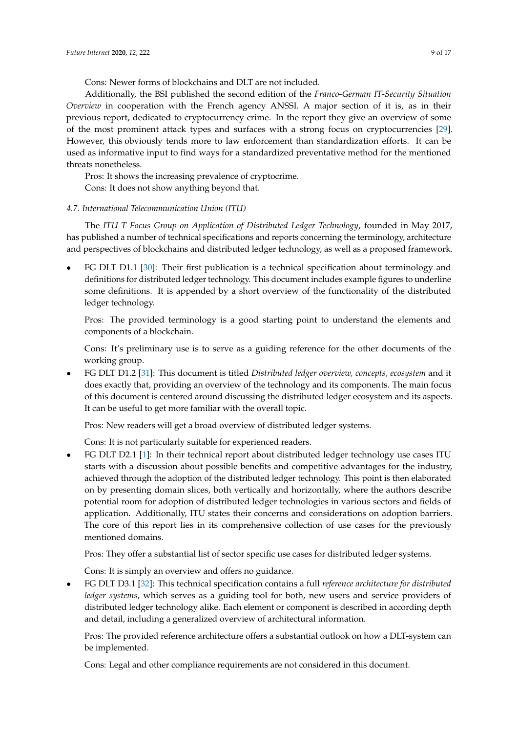Cons: Newer forms of blockchains and DLT are not included.

Additionally, the BSI published the second edition of the *Franco-German IT-Security Situation Overview* in cooperation with the French agency ANSSI. A major section of it is, as in their previous report, dedicated to cryptocurrency crime. In the report they give an overview of some of the most prominent attack types and surfaces with a strong focus on cryptocurrencies [29]. However, this obviously tends more to law enforcement than standardization efforts. It can be used as informative input to find ways for a standardized preventative method for the mentioned threats nonetheless.

Pros: It shows the increasing prevalence of cryptocrime.

Cons: It does not show anything beyond that.

### *4.7. International Telecommunication Union (ITU)*

The *ITU-T Focus Group on Application of Distributed Ledger Technology*, founded in May 2017, has published a number of technical specifications and reports concerning the terminology, architecture and perspectives of blockchains and distributed ledger technology, as well as a proposed framework.

- FG DLT D1.1 [30]: Their first publication is a technical specification about terminology and definitions for distributed ledger technology. This document includes example figures to underline some definitions. It is appended by a short overview of the functionality of the distributed ledger technology.

  Pros: The provided terminology is a good starting point to understand the elements and components of a blockchain.

  Cons: It's preliminary use is to serve as a guiding reference for the other documents of the working group.

- FG DLT D1.2 [31]: This document is titled *Distributed ledger overview, concepts, ecosystem* and it does exactly that, providing an overview of the technology and its components. The main focus of this document is centered around discussing the distributed ledger ecosystem and its aspects. It can be useful to get more familiar with the overall topic.

  Pros: New readers will get a broad overview of distributed ledger systems.

  Cons: It is not particularly suitable for experienced readers.

- FG DLT D2.1 [1]: In their technical report about distributed ledger technology use cases ITU starts with a discussion about possible benefits and competitive advantages for the industry, achieved through the adoption of the distributed ledger technology. This point is then elaborated on by presenting domain slices, both vertically and horizontally, where the authors describe potential room for adoption of distributed ledger technologies in various sectors and fields of application. Additionally, ITU states their concerns and considerations on adoption barriers. The core of this report lies in its comprehensive collection of use cases for the previously mentioned domains.

  Pros: They offer a substantial list of sector specific use cases for distributed ledger systems.

  Cons: It is simply an overview and offers no guidance.

- FG DLT D3.1 [32]: This technical specification contains a full *reference architecture for distributed ledger systems*, which serves as a guiding tool for both, new users and service providers of distributed ledger technology alike. Each element or component is described in according depth and detail, including a generalized overview of architectural information.

  Pros: The provided reference architecture offers a substantial outlook on how a DLT-system can be implemented.

  Cons: Legal and other compliance requirements are not considered in this document.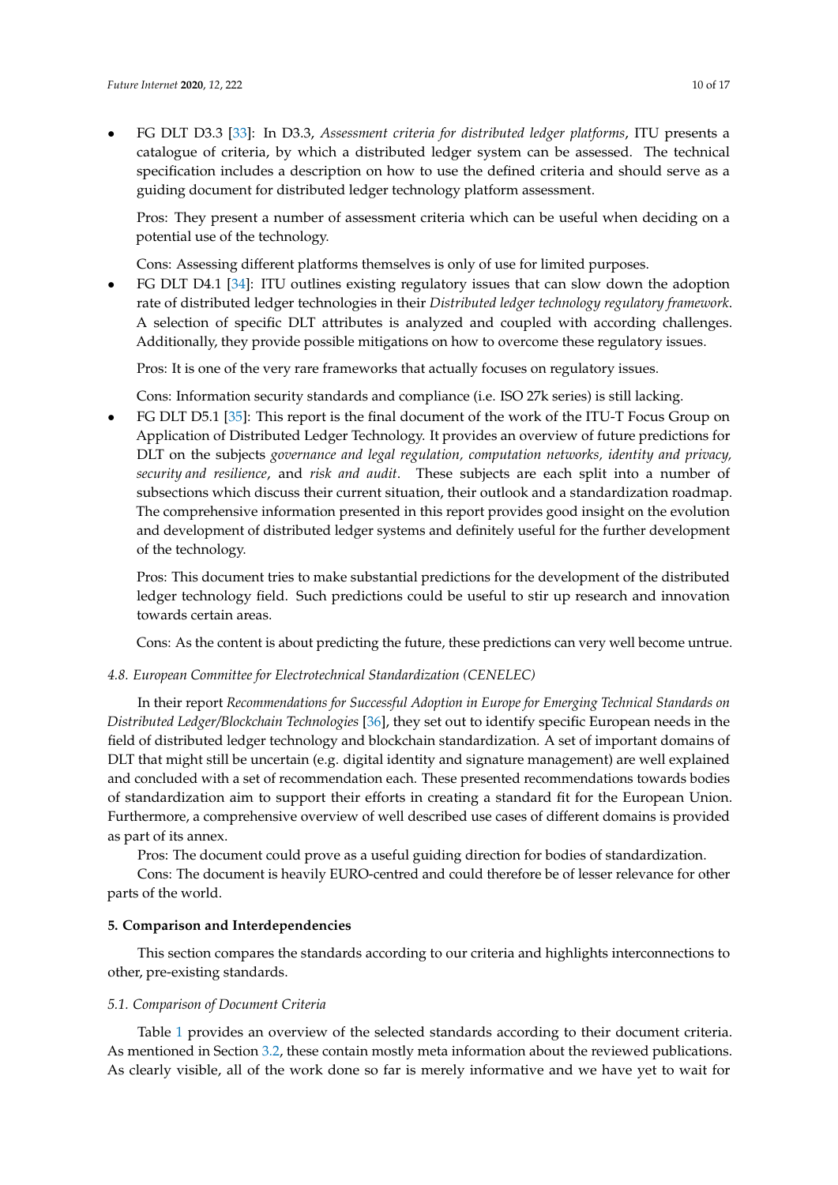- FG DLT D3.3 [33]: In D3.3, *Assessment criteria for distributed ledger platforms*, ITU presents a catalogue of criteria, by which a distributed ledger system can be assessed. The technical specification includes a description on how to use the defined criteria and should serve as a guiding document for distributed ledger technology platform assessment.

  Pros: They present a number of assessment criteria which can be useful when deciding on a potential use of the technology.

  Cons: Assessing different platforms themselves is only of use for limited purposes.
- FG DLT D4.1 [34]: ITU outlines existing regulatory issues that can slow down the adoption rate of distributed ledger technologies in their *Distributed ledger technology regulatory framework*. A selection of specific DLT attributes is analyzed and coupled with according challenges. Additionally, they provide possible mitigations on how to overcome these regulatory issues.

  Pros: It is one of the very rare frameworks that actually focuses on regulatory issues.

  Cons: Information security standards and compliance (i.e. ISO 27k series) is still lacking.
- FG DLT D5.1 [35]: This report is the final document of the work of the ITU-T Focus Group on Application of Distributed Ledger Technology. It provides an overview of future predictions for DLT on the subjects *governance and legal regulation, computation networks, identity and privacy, security and resilience*, and *risk and audit*. These subjects are each split into a number of subsections which discuss their current situation, their outlook and a standardization roadmap. The comprehensive information presented in this report provides good insight on the evolution and development of distributed ledger systems and definitely useful for the further development of the technology.

  Pros: This document tries to make substantial predictions for the development of the distributed ledger technology field. Such predictions could be useful to stir up research and innovation towards certain areas.

  Cons: As the content is about predicting the future, these predictions can very well become untrue.

### *4.8. European Committee for Electrotechnical Standardization (CENELEC)*

In their report *Recommendations for Successful Adoption in Europe for Emerging Technical Standards on Distributed Ledger/Blockchain Technologies* [36], they set out to identify specific European needs in the field of distributed ledger technology and blockchain standardization. A set of important domains of DLT that might still be uncertain (e.g. digital identity and signature management) are well explained and concluded with a set of recommendation each. These presented recommendations towards bodies of standardization aim to support their efforts in creating a standard fit for the European Union. Furthermore, a comprehensive overview of well described use cases of different domains is provided as part of its annex.

Pros: The document could prove as a useful guiding direction for bodies of standardization.

Cons: The document is heavily EURO-centred and could therefore be of lesser relevance for other parts of the world.

## **5. Comparison and Interdependencies**

This section compares the standards according to our criteria and highlights interconnections to other, pre-existing standards.

### *5.1. Comparison of Document Criteria*

Table 1 provides an overview of the selected standards according to their document criteria. As mentioned in Section 3.2, these contain mostly meta information about the reviewed publications. As clearly visible, all of the work done so far is merely informative and we have yet to wait for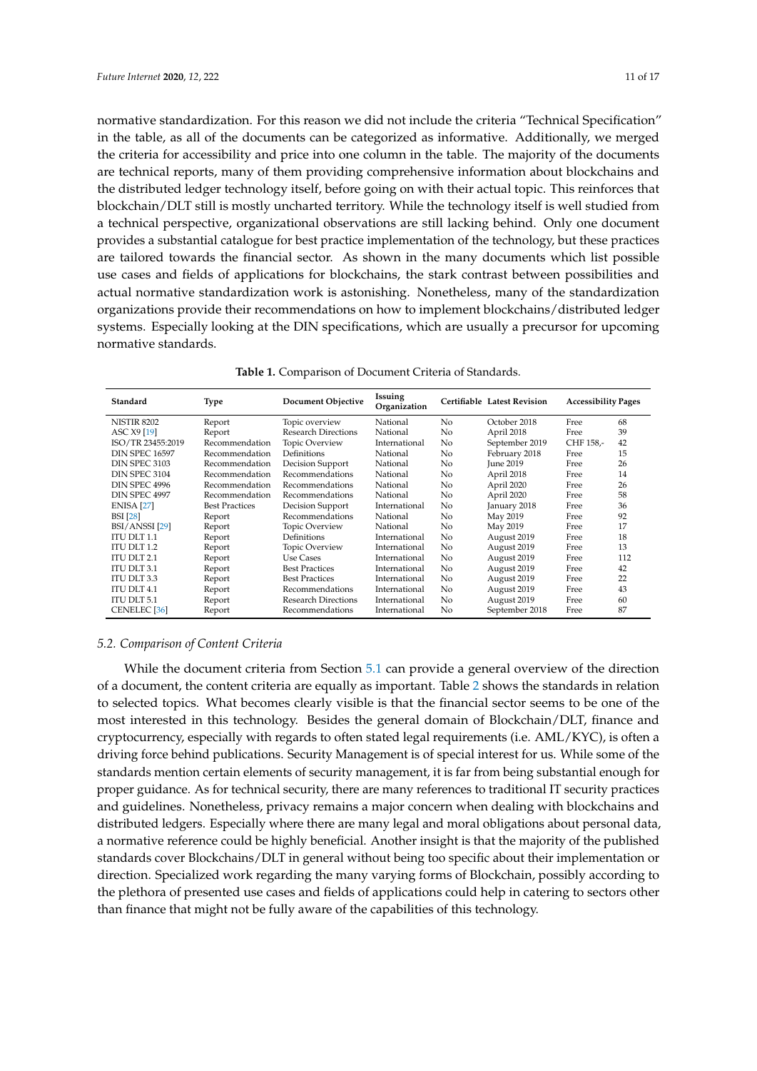normative standardization. For this reason we did not include the criteria "Technical Specification" in the table, as all of the documents can be categorized as informative. Additionally, we merged the criteria for accessibility and price into one column in the table. The majority of the documents are technical reports, many of them providing comprehensive information about blockchains and the distributed ledger technology itself, before going on with their actual topic. This reinforces that blockchain/DLT still is mostly uncharted territory. While the technology itself is well studied from a technical perspective, organizational observations are still lacking behind. Only one document provides a substantial catalogue for best practice implementation of the technology, but these practices are tailored towards the financial sector. As shown in the many documents which list possible use cases and fields of applications for blockchains, the stark contrast between possibilities and actual normative standardization work is astonishing. Nonetheless, many of the standardization organizations provide their recommendations on how to implement blockchains/distributed ledger systems. Especially looking at the DIN specifications, which are usually a precursor for upcoming normative standards.

**Table 1.** Comparison of Document Criteria of Standards.

| Standard | Type | Document Objective | Issuing Organization | Certifiable | Latest Revision | Accessibility | Pages |
|---|---|---|---|---|---|---|---|
| NISTIR 8202 | Report | Topic overview | National | No | October 2018 | Free | 68 |
| ASC X9 [19] | Report | Research Directions | National | No | April 2018 | Free | 39 |
| ISO/TR 23455:2019 | Recommendation | Topic Overview | International | No | September 2019 | CHF 158,- | 42 |
| DIN SPEC 16597 | Recommendation | Definitions | National | No | February 2018 | Free | 15 |
| DIN SPEC 3103 | Recommendation | Decision Support | National | No | June 2019 | Free | 26 |
| DIN SPEC 3104 | Recommendation | Recommendations | National | No | April 2018 | Free | 14 |
| DIN SPEC 4996 | Recommendation | Recommendations | National | No | April 2020 | Free | 26 |
| DIN SPEC 4997 | Recommendation | Recommendations | National | No | April 2020 | Free | 58 |
| ENISA [27] | Best Practices | Decision Support | International | No | January 2018 | Free | 36 |
| BSI [28] | Report | Recommendations | National | No | May 2019 | Free | 92 |
| BSI/ANSSI [29] | Report | Topic Overview | National | No | May 2019 | Free | 17 |
| ITU DLT 1.1 | Report | Definitions | International | No | August 2019 | Free | 18 |
| ITU DLT 1.2 | Report | Topic Overview | International | No | August 2019 | Free | 13 |
| ITU DLT 2.1 | Report | Use Cases | International | No | August 2019 | Free | 112 |
| ITU DLT 3.1 | Report | Best Practices | International | No | August 2019 | Free | 42 |
| ITU DLT 3.3 | Report | Best Practices | International | No | August 2019 | Free | 22 |
| ITU DLT 4.1 | Report | Recommendations | International | No | August 2019 | Free | 43 |
| ITU DLT 5.1 | Report | Research Directions | International | No | August 2019 | Free | 60 |
| CENELEC [36] | Report | Recommendations | International | No | September 2018 | Free | 87 |

### 5.2. Comparison of Content Criteria

While the document criteria from Section 5.1 can provide a general overview of the direction of a document, the content criteria are equally as important. Table 2 shows the standards in relation to selected topics. What becomes clearly visible is that the financial sector seems to be one of the most interested in this technology. Besides the general domain of Blockchain/DLT, finance and cryptocurrency, especially with regards to often stated legal requirements (i.e. AML/KYC), is often a driving force behind publications. Security Management is of special interest for us. While some of the standards mention certain elements of security management, it is far from being substantial enough for proper guidance. As for technical security, there are many references to traditional IT security practices and guidelines. Nonetheless, privacy remains a major concern when dealing with blockchains and distributed ledgers. Especially where there are many legal and moral obligations about personal data, a normative reference could be highly beneficial. Another insight is that the majority of the published standards cover Blockchains/DLT in general without being too specific about their implementation or direction. Specialized work regarding the many varying forms of Blockchain, possibly according to the plethora of presented use cases and fields of applications could help in catering to sectors other than finance that might not be fully aware of the capabilities of this technology.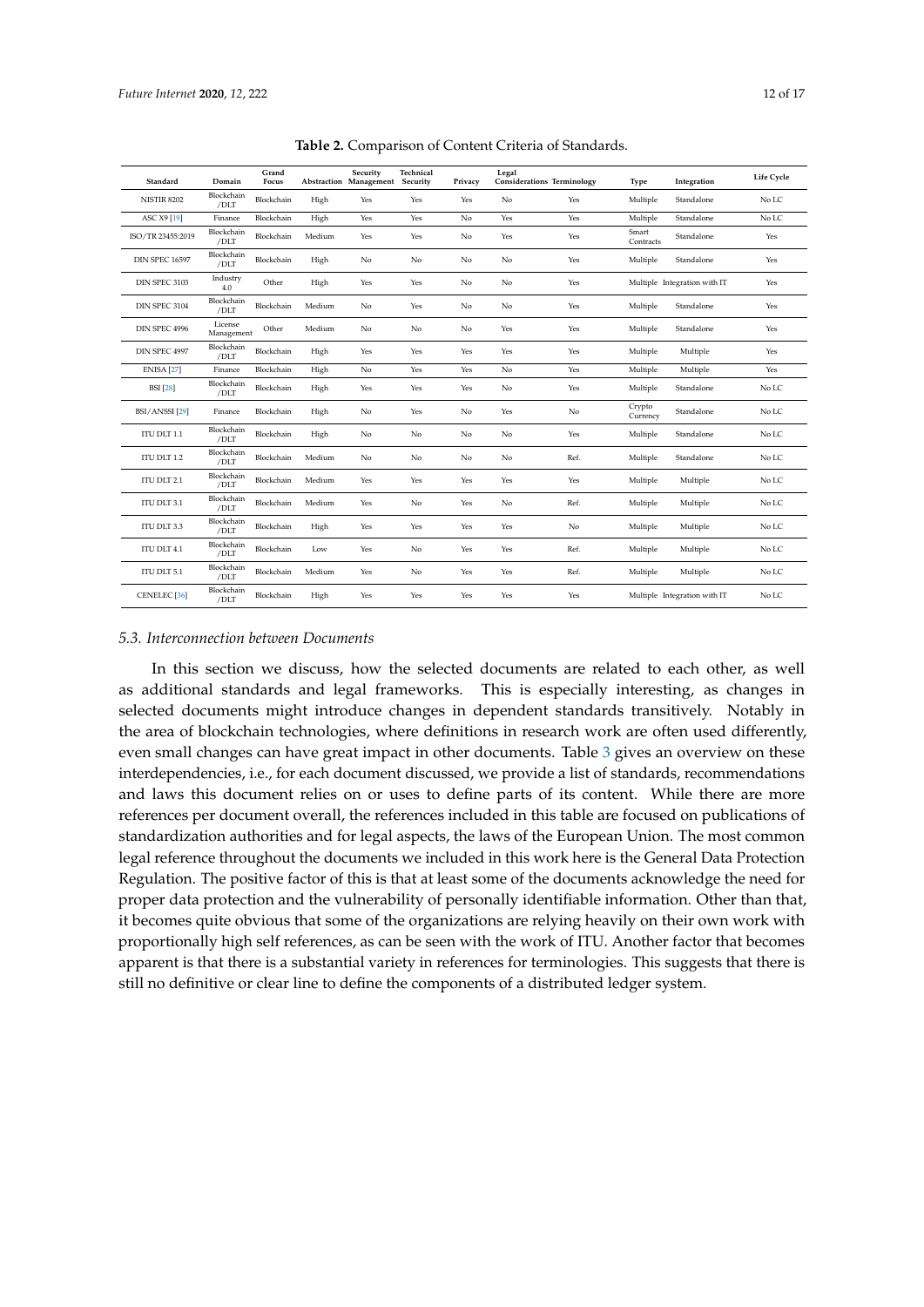**Table 2.** Comparison of Content Criteria of Standards.

| Standard | Domain | Grand Focus | Abstraction | Security Management | Technical Security | Privacy | Legal Considerations | Terminology | Type | Integration | Life Cycle |
|---|---|---|---|---|---|---|---|---|---|---|---|
| NISTIR 8202 | Blockchain /DLT | Blockchain | High | Yes | Yes | Yes | No | Yes | Multiple | Standalone | No LC |
| ASC X9 [19] | Finance | Blockchain | High | Yes | Yes | No | Yes | Yes | Multiple | Standalone | No LC |
| ISO/TR 23455:2019 | Blockchain /DLT | Blockchain | Medium | Yes | Yes | No | Yes | Yes | Smart Contracts | Standalone | Yes |
| DIN SPEC 16597 | Blockchain /DLT | Blockchain | High | No | No | No | No | Yes | Multiple | Standalone | Yes |
| DIN SPEC 3103 | Industry 4.0 | Other | High | Yes | Yes | No | No | Yes | Multiple | Integration with IT | Yes |
| DIN SPEC 3104 | Blockchain /DLT | Blockchain | Medium | No | Yes | No | No | Yes | Multiple | Standalone | Yes |
| DIN SPEC 4996 | License Management | Other | Medium | No | No | No | Yes | Yes | Multiple | Standalone | Yes |
| DIN SPEC 4997 | Blockchain /DLT | Blockchain | High | Yes | Yes | Yes | Yes | Yes | Multiple | Multiple | Yes |
| ENISA [27] | Finance | Blockchain | High | No | Yes | Yes | No | Yes | Multiple | Multiple | Yes |
| BSI [28] | Blockchain /DLT | Blockchain | High | Yes | Yes | Yes | No | Yes | Multiple | Standalone | No LC |
| BSI/ANSSI [29] | Finance | Blockchain | High | No | Yes | No | Yes | No | Crypto Currency | Standalone | No LC |
| ITU DLT 1.1 | Blockchain /DLT | Blockchain | High | No | No | No | No | Yes | Multiple | Standalone | No LC |
| ITU DLT 1.2 | Blockchain /DLT | Blockchain | Medium | No | No | No | No | Ref. | Multiple | Standalone | No LC |
| ITU DLT 2.1 | Blockchain /DLT | Blockchain | Medium | Yes | Yes | Yes | Yes | Yes | Multiple | Multiple | No LC |
| ITU DLT 3.1 | Blockchain /DLT | Blockchain | Medium | Yes | No | Yes | No | Ref. | Multiple | Multiple | No LC |
| ITU DLT 3.3 | Blockchain /DLT | Blockchain | High | Yes | Yes | Yes | Yes | No | Multiple | Multiple | No LC |
| ITU DLT 4.1 | Blockchain /DLT | Blockchain | Low | Yes | No | Yes | Yes | Ref. | Multiple | Multiple | No LC |
| ITU DLT 5.1 | Blockchain /DLT | Blockchain | Medium | Yes | No | Yes | Yes | Ref. | Multiple | Multiple | No LC |
| CENELEC [36] | Blockchain /DLT | Blockchain | High | Yes | Yes | Yes | Yes | Yes | Multiple | Integration with IT | No LC |

### *5.3. Interconnection between Documents*

In this section we discuss, how the selected documents are related to each other, as well as additional standards and legal frameworks. This is especially interesting, as changes in selected documents might introduce changes in dependent standards transitively. Notably in the area of blockchain technologies, where definitions in research work are often used differently, even small changes can have great impact in other documents. Table 3 gives an overview on these interdependencies, i.e., for each document discussed, we provide a list of standards, recommendations and laws this document relies on or uses to define parts of its content. While there are more references per document overall, the references included in this table are focused on publications of standardization authorities and for legal aspects, the laws of the European Union. The most common legal reference throughout the documents we included in this work here is the General Data Protection Regulation. The positive factor of this is that at least some of the documents acknowledge the need for proper data protection and the vulnerability of personally identifiable information. Other than that, it becomes quite obvious that some of the organizations are relying heavily on their own work with proportionally high self references, as can be seen with the work of ITU. Another factor that becomes apparent is that there is a substantial variety in references for terminologies. This suggests that there is still no definitive or clear line to define the components of a distributed ledger system.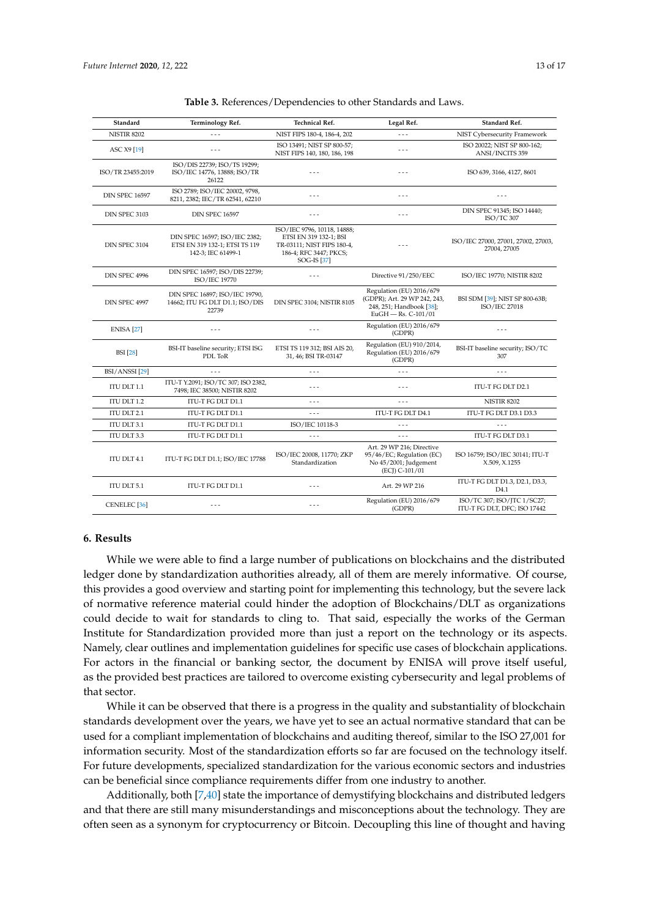**Table 3.** References/Dependencies to other Standards and Laws.

| Standard | Terminology Ref. | Technical Ref. | Legal Ref. | Standard Ref. |
|---|---|---|---|---|
| NISTIR 8202 | - - - | NIST FIPS 180-4, 186-4, 202 | - - - | NIST Cybersecurity Framework |
| ASC X9 [19] | - - - | ISO 13491; NIST SP 800-57; NIST FIPS 140, 180, 186, 198 | - - - | ISO 20022; NIST SP 800-162; ANSI/INCITS 359 |
| ISO/TR 23455:2019 | ISO/DIS 22739; ISO/TS 19299; ISO/IEC 14776, 13888; ISO/TR 26122 | - - - | - - - | ISO 639, 3166, 4127, 8601 |
| DIN SPEC 16597 | ISO 2789; ISO/IEC 20002, 9798, 8211, 2382; IEC/TR 62541, 62210 | - - - | - - - | - - - |
| DIN SPEC 3103 | DIN SPEC 16597 | - - - | - - - | DIN SPEC 91345; ISO 14440; ISO/TC 307 |
| DIN SPEC 3104 | DIN SPEC 16597; ISO/IEC 2382; ETSI EN 319 132-1; ETSI TS 119 142-3; IEC 61499-1 | ISO/IEC 9796, 10118, 14888; ETSI EN 319 132-1; BSI TR-03111; NIST FIPS 180-4, 186-4; RFC 3447; PKCS; SOG-IS [37] | - - - | ISO/IEC 27000, 27001, 27002, 27003, 27004, 27005 |
| DIN SPEC 4996 | DIN SPEC 16597; ISO/DIS 22739; ISO/IEC 19770 | - - - | Directive 91/250/EEC | ISO/IEC 19770; NISTIR 8202 |
| DIN SPEC 4997 | DIN SPEC 16897; ISO/IEC 19790, 14662; ITU FG DLT D1.1; ISO/DIS 22739 | DIN SPEC 3104; NISTIR 8105 | Regulation (EU) 2016/679 (GDPR); Art. 29 WP 242, 243, 248, 251; Handbook [38]; EuGH — Rs. C-101/01 | BSI SDM [39]; NIST SP 800-63B; ISO/IEC 27018 |
| ENISA [27] | - - - | - - - | Regulation (EU) 2016/679 (GDPR) | - - - |
| BSI [28] | BSI-IT baseline security; ETSI ISG PDL ToR | ETSI TS 119 312; BSI AIS 20, 31, 46; BSI TR-03147 | Regulation (EU) 910/2014, Regulation (EU) 2016/679 (GDPR) | BSI-IT baseline security; ISO/TC 307 |
| BSI/ANSSI [29] | - - - | - - - | - - - | - - - |
| ITU DLT 1.1 | ITU-T Y.2091; ISO/TC 307; ISO 2382, 7498; IEC 38500; NISTIR 8202 | - - - | - - - | ITU-T FG DLT D2.1 |
| ITU DLT 1.2 | ITU-T FG DLT D1.1 | - - - | - - - | NISTIR 8202 |
| ITU DLT 2.1 | ITU-T FG DLT D1.1 | - - - | ITU-T FG DLT D4.1 | ITU-T FG DLT D3.1 D3.3 |
| ITU DLT 3.1 | ITU-T FG DLT D1.1 | ISO/IEC 10118-3 | - - - | - - - |
| ITU DLT 3.3 | ITU-T FG DLT D1.1 | - - - | - - - | ITU-T FG DLT D3.1 |
| ITU DLT 4.1 | ITU-T FG DLT D1.1; ISO/IEC 17788 | ISO/IEC 20008, 11770; ZKP Standardization | Art. 29 WP 216; Directive 95/46/EC; Regulation (EC) No 45/2001; Judgement (ECJ) C-101/01 | ISO 16759; ISO/IEC 30141; ITU-T X.509, X.1255 |
| ITU DLT 5.1 | ITU-T FG DLT D1.1 | - - - | Art. 29 WP 216 | ITU-T FG DLT D1.3, D2.1, D3.3, D4.1 |
| CENELEC [36] | - - - | - - - | Regulation (EU) 2016/679 (GDPR) | ISO/TC 307; ISO/JTC 1/SC27; ITU-T FG DLT, DFC; ISO 17442 |

## 6. Results

While we were able to find a large number of publications on blockchains and the distributed ledger done by standardization authorities already, all of them are merely informative. Of course, this provides a good overview and starting point for implementing this technology, but the severe lack of normative reference material could hinder the adoption of Blockchains/DLT as organizations could decide to wait for standards to cling to. That said, especially the works of the German Institute for Standardization provided more than just a report on the technology or its aspects. Namely, clear outlines and implementation guidelines for specific use cases of blockchain applications. For actors in the financial or banking sector, the document by ENISA will prove itself useful, as the provided best practices are tailored to overcome existing cybersecurity and legal problems of that sector.

While it can be observed that there is a progress in the quality and substantiality of blockchain standards development over the years, we have yet to see an actual normative standard that can be used for a compliant implementation of blockchains and auditing thereof, similar to the ISO 27,001 for information security. Most of the standardization efforts so far are focused on the technology itself. For future developments, specialized standardization for the various economic sectors and industries can be beneficial since compliance requirements differ from one industry to another.

Additionally, both [7,40] state the importance of demystifying blockchains and distributed ledgers and that there are still many misunderstandings and misconceptions about the technology. They are often seen as a synonym for cryptocurrency or Bitcoin. Decoupling this line of thought and having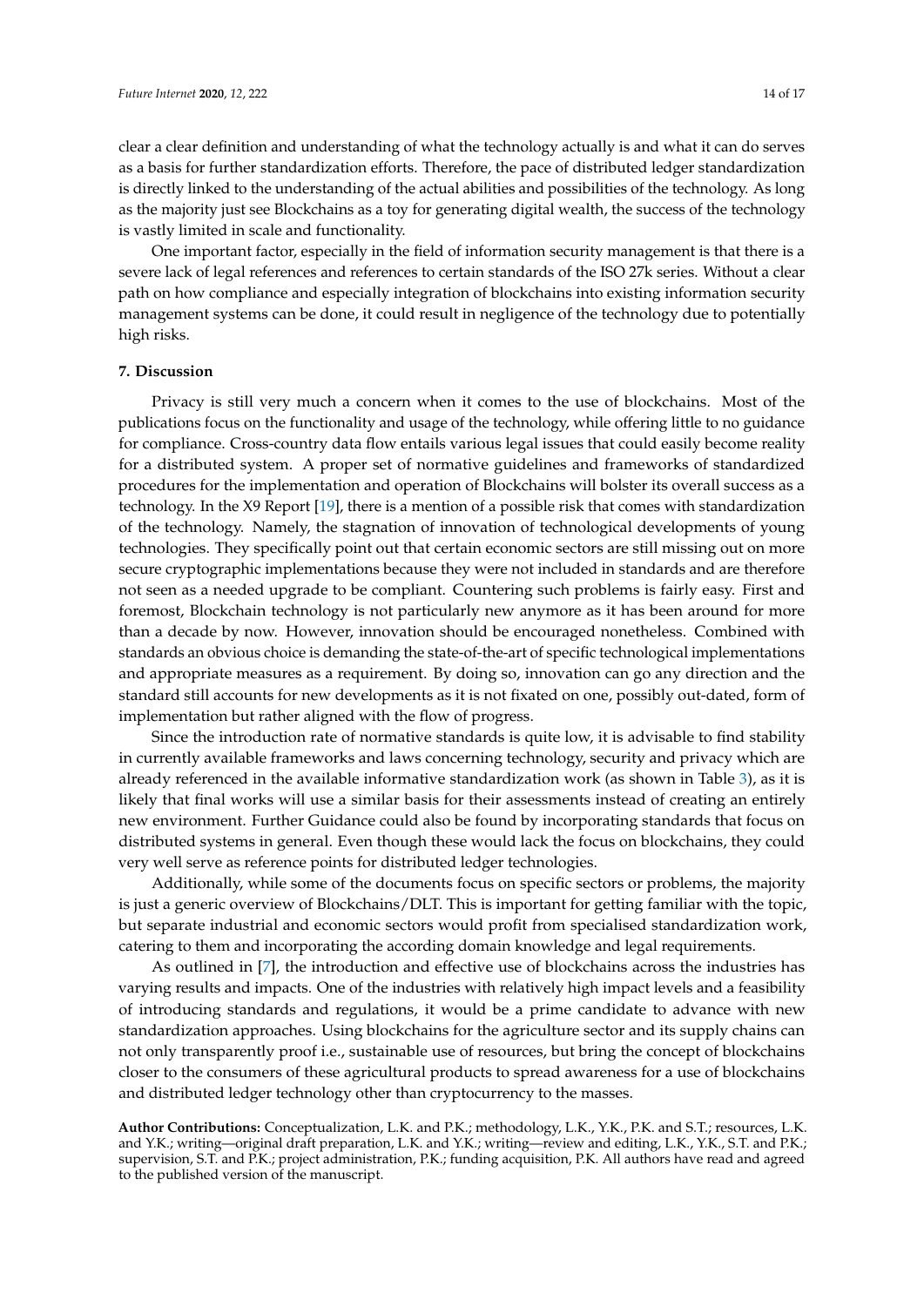clear a clear definition and understanding of what the technology actually is and what it can do serves as a basis for further standardization efforts. Therefore, the pace of distributed ledger standardization is directly linked to the understanding of the actual abilities and possibilities of the technology. As long as the majority just see Blockchains as a toy for generating digital wealth, the success of the technology is vastly limited in scale and functionality.

One important factor, especially in the field of information security management is that there is a severe lack of legal references and references to certain standards of the ISO 27k series. Without a clear path on how compliance and especially integration of blockchains into existing information security management systems can be done, it could result in negligence of the technology due to potentially high risks.

## 7. Discussion

Privacy is still very much a concern when it comes to the use of blockchains. Most of the publications focus on the functionality and usage of the technology, while offering little to no guidance for compliance. Cross-country data flow entails various legal issues that could easily become reality for a distributed system. A proper set of normative guidelines and frameworks of standardized procedures for the implementation and operation of Blockchains will bolster its overall success as a technology. In the X9 Report [19], there is a mention of a possible risk that comes with standardization of the technology. Namely, the stagnation of innovation of technological developments of young technologies. They specifically point out that certain economic sectors are still missing out on more secure cryptographic implementations because they were not included in standards and are therefore not seen as a needed upgrade to be compliant. Countering such problems is fairly easy. First and foremost, Blockchain technology is not particularly new anymore as it has been around for more than a decade by now. However, innovation should be encouraged nonetheless. Combined with standards an obvious choice is demanding the state-of-the-art of specific technological implementations and appropriate measures as a requirement. By doing so, innovation can go any direction and the standard still accounts for new developments as it is not fixated on one, possibly out-dated, form of implementation but rather aligned with the flow of progress.

Since the introduction rate of normative standards is quite low, it is advisable to find stability in currently available frameworks and laws concerning technology, security and privacy which are already referenced in the available informative standardization work (as shown in Table 3), as it is likely that final works will use a similar basis for their assessments instead of creating an entirely new environment. Further Guidance could also be found by incorporating standards that focus on distributed systems in general. Even though these would lack the focus on blockchains, they could very well serve as reference points for distributed ledger technologies.

Additionally, while some of the documents focus on specific sectors or problems, the majority is just a generic overview of Blockchains/DLT. This is important for getting familiar with the topic, but separate industrial and economic sectors would profit from specialised standardization work, catering to them and incorporating the according domain knowledge and legal requirements.

As outlined in [7], the introduction and effective use of blockchains across the industries has varying results and impacts. One of the industries with relatively high impact levels and a feasibility of introducing standards and regulations, it would be a prime candidate to advance with new standardization approaches. Using blockchains for the agriculture sector and its supply chains can not only transparently proof i.e., sustainable use of resources, but bring the concept of blockchains closer to the consumers of these agricultural products to spread awareness for a use of blockchains and distributed ledger technology other than cryptocurrency to the masses.

**Author Contributions:** Conceptualization, L.K. and P.K.; methodology, L.K., Y.K., P.K. and S.T.; resources, L.K. and Y.K.; writing—original draft preparation, L.K. and Y.K.; writing—review and editing, L.K., Y.K., S.T. and P.K.; supervision, S.T. and P.K.; project administration, P.K.; funding acquisition, P.K. All authors have read and agreed to the published version of the manuscript.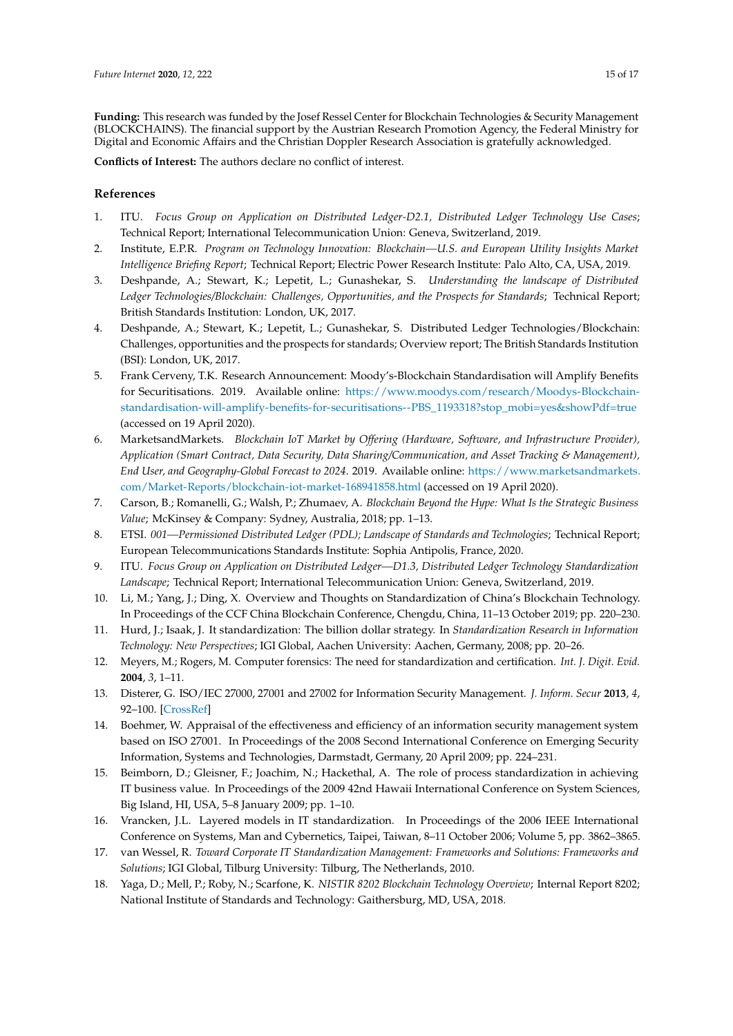**Funding:** This research was funded by the Josef Ressel Center for Blockchain Technologies & Security Management (BLOCKCHAINS). The financial support by the Austrian Research Promotion Agency, the Federal Ministry for Digital and Economic Affairs and the Christian Doppler Research Association is gratefully acknowledged.

**Conflicts of Interest:** The authors declare no conflict of interest.

## References

1. ITU. *Focus Group on Application on Distributed Ledger-D2.1, Distributed Ledger Technology Use Cases*; Technical Report; International Telecommunication Union: Geneva, Switzerland, 2019.
2. Institute, E.P.R. *Program on Technology Innovation: Blockchain—U.S. and European Utility Insights Market Intelligence Briefing Report*; Technical Report; Electric Power Research Institute: Palo Alto, CA, USA, 2019.
3. Deshpande, A.; Stewart, K.; Lepetit, L.; Gunashekar, S. *Understanding the landscape of Distributed Ledger Technologies/Blockchain: Challenges, Opportunities, and the Prospects for Standards*; Technical Report; British Standards Institution: London, UK, 2017.
4. Deshpande, A.; Stewart, K.; Lepetit, L.; Gunashekar, S. Distributed Ledger Technologies/Blockchain: Challenges, opportunities and the prospects for standards; Overview report; The British Standards Institution (BSI): London, UK, 2017.
5. Frank Cerveny, T.K. Research Announcement: Moody's-Blockchain Standardisation will Amplify Benefits for Securitisations. 2019. Available online: https://www.moodys.com/research/Moodys-Blockchain-standardisation-will-amplify-benefits-for-securitisations--PBS_1193318?stop_mobi=yes&showPdf=true (accessed on 19 April 2020).
6. MarketsandMarkets. *Blockchain IoT Market by Offering (Hardware, Software, and Infrastructure Provider), Application (Smart Contract, Data Security, Data Sharing/Communication, and Asset Tracking & Management), End User, and Geography-Global Forecast to 2024*. 2019. Available online: https://www.marketsandmarkets.com/Market-Reports/blockchain-iot-market-168941858.html (accessed on 19 April 2020).
7. Carson, B.; Romanelli, G.; Walsh, P.; Zhumaev, A. *Blockchain Beyond the Hype: What Is the Strategic Business Value*; McKinsey & Company: Sydney, Australia, 2018; pp. 1–13.
8. ETSI. *001—Permissioned Distributed Ledger (PDL); Landscape of Standards and Technologies*; Technical Report; European Telecommunications Standards Institute: Sophia Antipolis, France, 2020.
9. ITU. *Focus Group on Application on Distributed Ledger—D1.3, Distributed Ledger Technology Standardization Landscape*; Technical Report; International Telecommunication Union: Geneva, Switzerland, 2019.
10. Li, M.; Yang, J.; Ding, X. Overview and Thoughts on Standardization of China's Blockchain Technology. In Proceedings of the CCF China Blockchain Conference, Chengdu, China, 11–13 October 2019; pp. 220–230.
11. Hurd, J.; Isaak, J. It standardization: The billion dollar strategy. In *Standardization Research in Information Technology: New Perspectives*; IGI Global, Aachen University: Aachen, Germany, 2008; pp. 20–26.
12. Meyers, M.; Rogers, M. Computer forensics: The need for standardization and certification. *Int. J. Digit. Evid.* **2004**, *3*, 1–11.
13. Disterer, G. ISO/IEC 27000, 27001 and 27002 for Information Security Management. *J. Inform. Secur* **2013**, *4*, 92–100. [CrossRef]
14. Boehmer, W. Appraisal of the effectiveness and efficiency of an information security management system based on ISO 27001. In Proceedings of the 2008 Second International Conference on Emerging Security Information, Systems and Technologies, Darmstadt, Germany, 20 April 2009; pp. 224–231.
15. Beimborn, D.; Gleisner, F.; Joachim, N.; Hackethal, A. The role of process standardization in achieving IT business value. In Proceedings of the 2009 42nd Hawaii International Conference on System Sciences, Big Island, HI, USA, 5–8 January 2009; pp. 1–10.
16. Vrancken, J.L. Layered models in IT standardization. In Proceedings of the 2006 IEEE International Conference on Systems, Man and Cybernetics, Taipei, Taiwan, 8–11 October 2006; Volume 5, pp. 3862–3865.
17. van Wessel, R. *Toward Corporate IT Standardization Management: Frameworks and Solutions: Frameworks and Solutions*; IGI Global, Tilburg University: Tilburg, The Netherlands, 2010.
18. Yaga, D.; Mell, P.; Roby, N.; Scarfone, K. *NISTIR 8202 Blockchain Technology Overview*; Internal Report 8202; National Institute of Standards and Technology: Gaithersburg, MD, USA, 2018.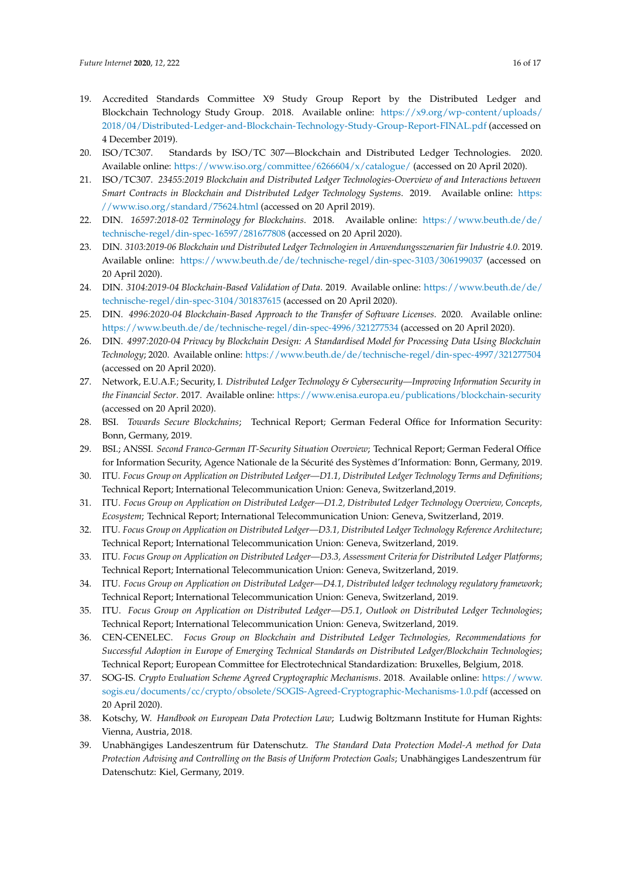19. Accredited Standards Committee X9 Study Group Report by the Distributed Ledger and Blockchain Technology Study Group. 2018. Available online: https://x9.org/wp-content/uploads/2018/04/Distributed-Ledger-and-Blockchain-Technology-Study-Group-Report-FINAL.pdf (accessed on 4 December 2019).
20. ISO/TC307. Standards by ISO/TC 307—Blockchain and Distributed Ledger Technologies. 2020. Available online: https://www.iso.org/committee/6266604/x/catalogue/ (accessed on 20 April 2020).
21. ISO/TC307. *23455:2019 Blockchain and Distributed Ledger Technologies-Overview of and Interactions between Smart Contracts in Blockchain and Distributed Ledger Technology Systems*. 2019. Available online: https://www.iso.org/standard/75624.html (accessed on 20 April 2019).
22. DIN. *16597:2018-02 Terminology for Blockchains*. 2018. Available online: https://www.beuth.de/de/technische-regel/din-spec-16597/281677808 (accessed on 20 April 2020).
23. DIN. *3103:2019-06 Blockchain und Distributed Ledger Technologien in Anwendungsszenarien für Industrie 4.0*. 2019. Available online: https://www.beuth.de/de/technische-regel/din-spec-3103/306199037 (accessed on 20 April 2020).
24. DIN. *3104:2019-04 Blockchain-Based Validation of Data*. 2019. Available online: https://www.beuth.de/de/technische-regel/din-spec-3104/301837615 (accessed on 20 April 2020).
25. DIN. *4996:2020-04 Blockchain-Based Approach to the Transfer of Software Licenses*. 2020. Available online: https://www.beuth.de/de/technische-regel/din-spec-4996/321277534 (accessed on 20 April 2020).
26. DIN. *4997:2020-04 Privacy by Blockchain Design: A Standardised Model for Processing Data Using Blockchain Technology*; 2020. Available online: https://www.beuth.de/de/technische-regel/din-spec-4997/321277504 (accessed on 20 April 2020).
27. Network, E.U.A.F.; Security, I. *Distributed Ledger Technology & Cybersecurity—Improving Information Security in the Financial Sector*. 2017. Available online: https://www.enisa.europa.eu/publications/blockchain-security (accessed on 20 April 2020).
28. BSI. *Towards Secure Blockchains*; Technical Report; German Federal Office for Information Security: Bonn, Germany, 2019.
29. BSI.; ANSSI. *Second Franco-German IT-Security Situation Overview*; Technical Report; German Federal Office for Information Security, Agence Nationale de la Sécurité des Systèmes d'Information: Bonn, Germany, 2019.
30. ITU. *Focus Group on Application on Distributed Ledger—D1.1, Distributed Ledger Technology Terms and Definitions*; Technical Report; International Telecommunication Union: Geneva, Switzerland,2019.
31. ITU. *Focus Group on Application on Distributed Ledger—D1.2, Distributed Ledger Technology Overview, Concepts, Ecosystem*; Technical Report; International Telecommunication Union: Geneva, Switzerland, 2019.
32. ITU. *Focus Group on Application on Distributed Ledger—D3.1, Distributed Ledger Technology Reference Architecture*; Technical Report; International Telecommunication Union: Geneva, Switzerland, 2019.
33. ITU. *Focus Group on Application on Distributed Ledger—D3.3, Assessment Criteria for Distributed Ledger Platforms*; Technical Report; International Telecommunication Union: Geneva, Switzerland, 2019.
34. ITU. *Focus Group on Application on Distributed Ledger—D4.1, Distributed ledger technology regulatory framework*; Technical Report; International Telecommunication Union: Geneva, Switzerland, 2019.
35. ITU. *Focus Group on Application on Distributed Ledger—D5.1, Outlook on Distributed Ledger Technologies*; Technical Report; International Telecommunication Union: Geneva, Switzerland, 2019.
36. CEN-CENELEC. *Focus Group on Blockchain and Distributed Ledger Technologies, Recommendations for Successful Adoption in Europe of Emerging Technical Standards on Distributed Ledger/Blockchain Technologies*; Technical Report; European Committee for Electrotechnical Standardization: Bruxelles, Belgium, 2018.
37. SOG-IS. *Crypto Evaluation Scheme Agreed Cryptographic Mechanisms*. 2018. Available online: https://www.sogis.eu/documents/cc/crypto/obsolete/SOGIS-Agreed-Cryptographic-Mechanisms-1.0.pdf (accessed on 20 April 2020).
38. Kotschy, W. *Handbook on European Data Protection Law*; Ludwig Boltzmann Institute for Human Rights: Vienna, Austria, 2018.
39. Unabhängiges Landeszentrum für Datenschutz. *The Standard Data Protection Model-A method for Data Protection Advising and Controlling on the Basis of Uniform Protection Goals*; Unabhängiges Landeszentrum für Datenschutz: Kiel, Germany, 2019.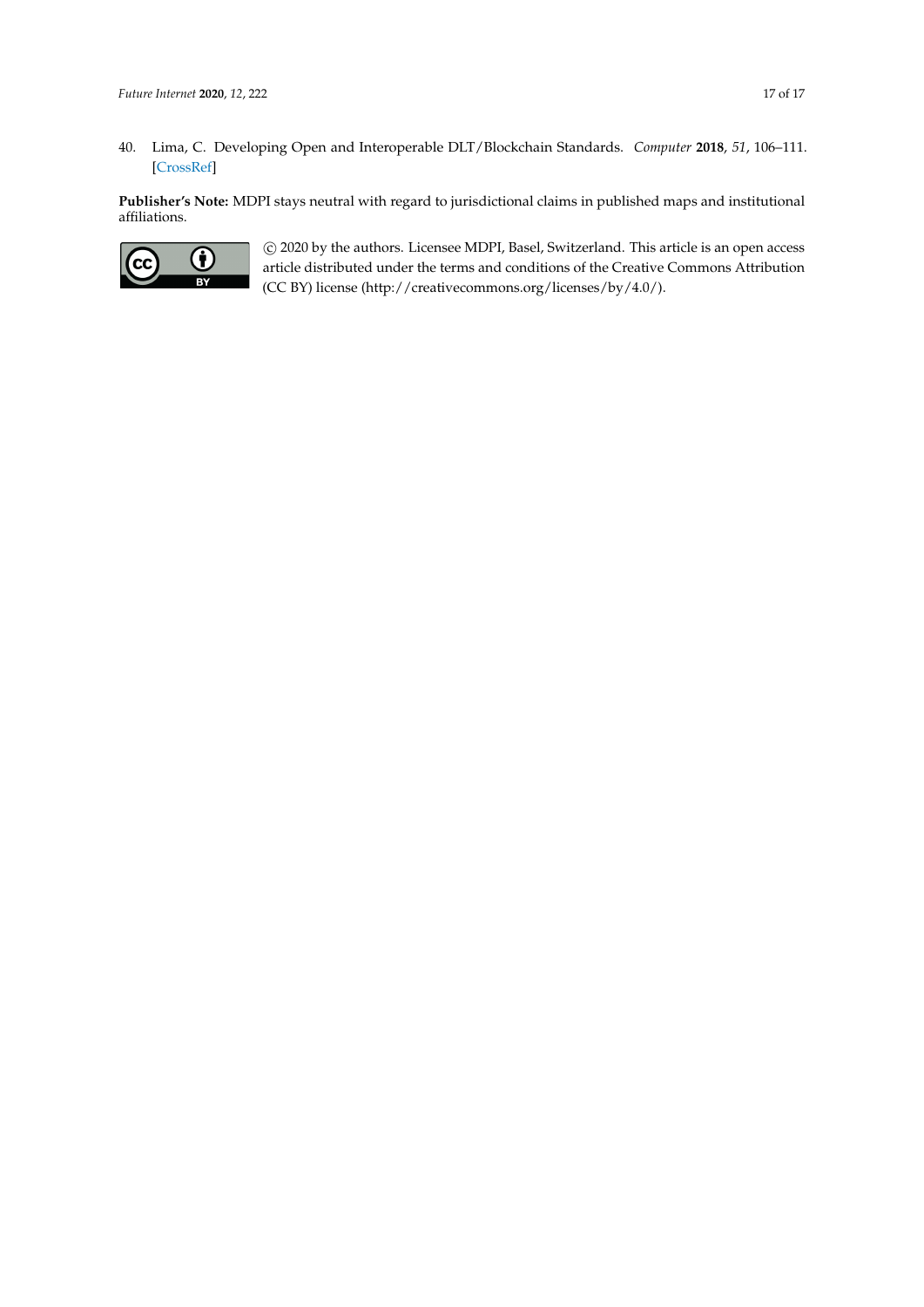40. Lima, C. Developing Open and Interoperable DLT/Blockchain Standards. *Computer* **2018**, *51*, 106–111. [CrossRef]

**Publisher's Note:** MDPI stays neutral with regard to jurisdictional claims in published maps and institutional affiliations.

© 2020 by the authors. Licensee MDPI, Basel, Switzerland. This article is an open access article distributed under the terms and conditions of the Creative Commons Attribution (CC BY) license (http://creativecommons.org/licenses/by/4.0/).